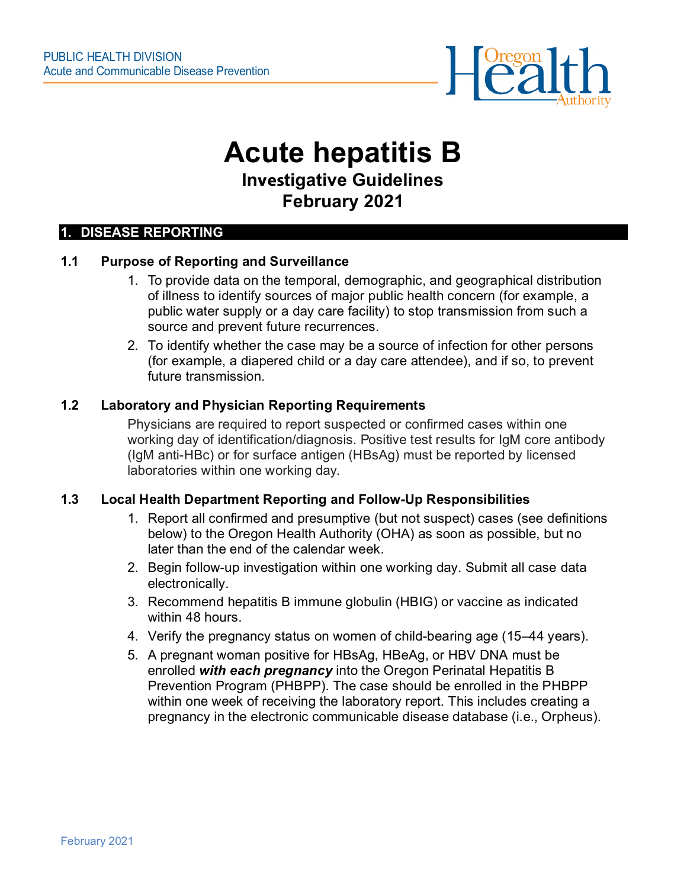PUBLIC HEALTH DIVISION
Acute and Communicable Disease Prevention

# Acute hepatitis B

## Investigative Guidelines
## February 2021

## 1. DISEASE REPORTING

### 1.1 Purpose of Reporting and Surveillance

1. To provide data on the temporal, demographic, and geographical distribution of illness to identify sources of major public health concern (for example, a public water supply or a day care facility) to stop transmission from such a source and prevent future recurrences.
2. To identify whether the case may be a source of infection for other persons (for example, a diapered child or a day care attendee), and if so, to prevent future transmission.

### 1.2 Laboratory and Physician Reporting Requirements

Physicians are required to report suspected or confirmed cases within one working day of identification/diagnosis. Positive test results for IgM core antibody (IgM anti-HBc) or for surface antigen (HBsAg) must be reported by licensed laboratories within one working day.

### 1.3 Local Health Department Reporting and Follow-Up Responsibilities

1. Report all confirmed and presumptive (but not suspect) cases (see definitions below) to the Oregon Health Authority (OHA) as soon as possible, but no later than the end of the calendar week.
2. Begin follow-up investigation within one working day. Submit all case data electronically.
3. Recommend hepatitis B immune globulin (HBIG) or vaccine as indicated within 48 hours.
4. Verify the pregnancy status on women of child-bearing age (15–44 years).
5. A pregnant woman positive for HBsAg, HBeAg, or HBV DNA must be enrolled ***with each pregnancy*** into the Oregon Perinatal Hepatitis B Prevention Program (PHBPP). The case should be enrolled in the PHBPP within one week of receiving the laboratory report. This includes creating a pregnancy in the electronic communicable disease database (i.e., Orpheus).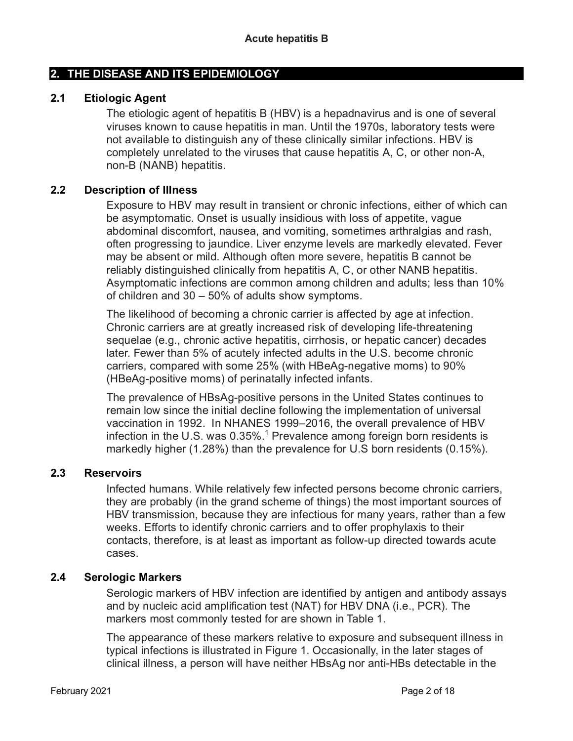## 2. THE DISEASE AND ITS EPIDEMIOLOGY

### 2.1 Etiologic Agent

The etiologic agent of hepatitis B (HBV) is a hepadnavirus and is one of several viruses known to cause hepatitis in man. Until the 1970s, laboratory tests were not available to distinguish any of these clinically similar infections. HBV is completely unrelated to the viruses that cause hepatitis A, C, or other non-A, non-B (NANB) hepatitis.

### 2.2 Description of Illness

Exposure to HBV may result in transient or chronic infections, either of which can be asymptomatic. Onset is usually insidious with loss of appetite, vague abdominal discomfort, nausea, and vomiting, sometimes arthralgias and rash, often progressing to jaundice. Liver enzyme levels are markedly elevated. Fever may be absent or mild. Although often more severe, hepatitis B cannot be reliably distinguished clinically from hepatitis A, C, or other NANB hepatitis. Asymptomatic infections are common among children and adults; less than 10% of children and 30 – 50% of adults show symptoms.

The likelihood of becoming a chronic carrier is affected by age at infection. Chronic carriers are at greatly increased risk of developing life-threatening sequelae (e.g., chronic active hepatitis, cirrhosis, or hepatic cancer) decades later. Fewer than 5% of acutely infected adults in the U.S. become chronic carriers, compared with some 25% (with HBeAg-negative moms) to 90% (HBeAg-positive moms) of perinatally infected infants.

The prevalence of HBsAg-positive persons in the United States continues to remain low since the initial decline following the implementation of universal vaccination in 1992. In NHANES 1999–2016, the overall prevalence of HBV infection in the U.S. was 0.35%.[1] Prevalence among foreign born residents is markedly higher (1.28%) than the prevalence for U.S born residents (0.15%).

### 2.3 Reservoirs

Infected humans. While relatively few infected persons become chronic carriers, they are probably (in the grand scheme of things) the most important sources of HBV transmission, because they are infectious for many years, rather than a few weeks. Efforts to identify chronic carriers and to offer prophylaxis to their contacts, therefore, is at least as important as follow-up directed towards acute cases.

### 2.4 Serologic Markers

Serologic markers of HBV infection are identified by antigen and antibody assays and by nucleic acid amplification test (NAT) for HBV DNA (i.e., PCR). The markers most commonly tested for are shown in Table 1.

The appearance of these markers relative to exposure and subsequent illness in typical infections is illustrated in Figure 1. Occasionally, in the later stages of clinical illness, a person will have neither HBsAg nor anti-HBs detectable in the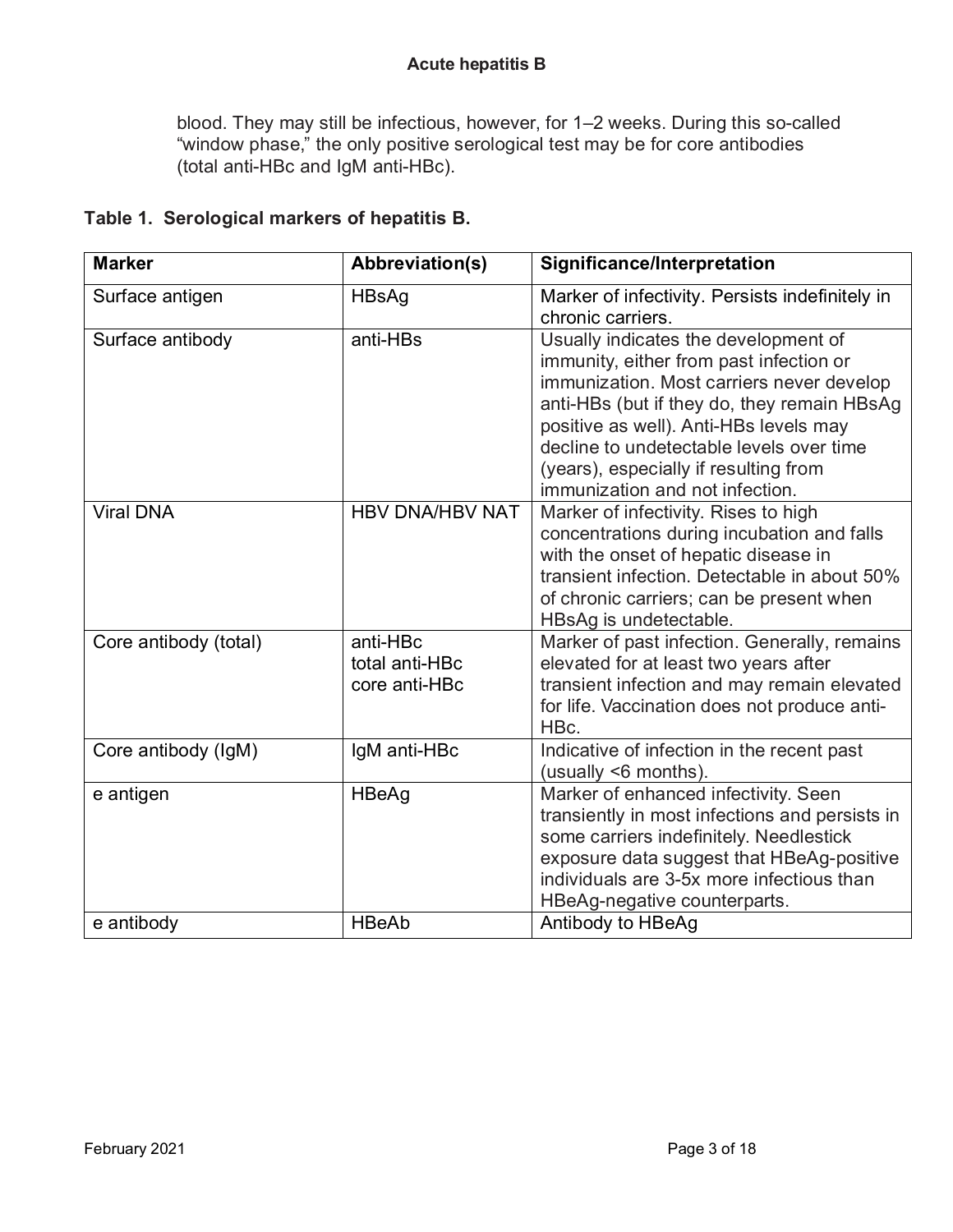blood. They may still be infectious, however, for 1–2 weeks. During this so-called "window phase," the only positive serological test may be for core antibodies (total anti-HBc and IgM anti-HBc).

**Table 1. Serological markers of hepatitis B.**

| Marker | Abbreviation(s) | Significance/Interpretation |
| --- | --- | --- |
| Surface antigen | HBsAg | Marker of infectivity. Persists indefinitely in chronic carriers. |
| Surface antibody | anti-HBs | Usually indicates the development of immunity, either from past infection or immunization. Most carriers never develop anti-HBs (but if they do, they remain HBsAg positive as well). Anti-HBs levels may decline to undetectable levels over time (years), especially if resulting from immunization and not infection. |
| Viral DNA | HBV DNA/HBV NAT | Marker of infectivity. Rises to high concentrations during incubation and falls with the onset of hepatic disease in transient infection. Detectable in about 50% of chronic carriers; can be present when HBsAg is undetectable. |
| Core antibody (total) | anti-HBc<br>total anti-HBc<br>core anti-HBc | Marker of past infection. Generally, remains elevated for at least two years after transient infection and may remain elevated for life. Vaccination does not produce anti-HBc. |
| Core antibody (IgM) | IgM anti-HBc | Indicative of infection in the recent past (usually <6 months). |
| e antigen | HBeAg | Marker of enhanced infectivity. Seen transiently in most infections and persists in some carriers indefinitely. Needlestick exposure data suggest that HBeAg-positive individuals are 3-5x more infectious than HBeAg-negative counterparts. |
| e antibody | HBeAb | Antibody to HBeAg |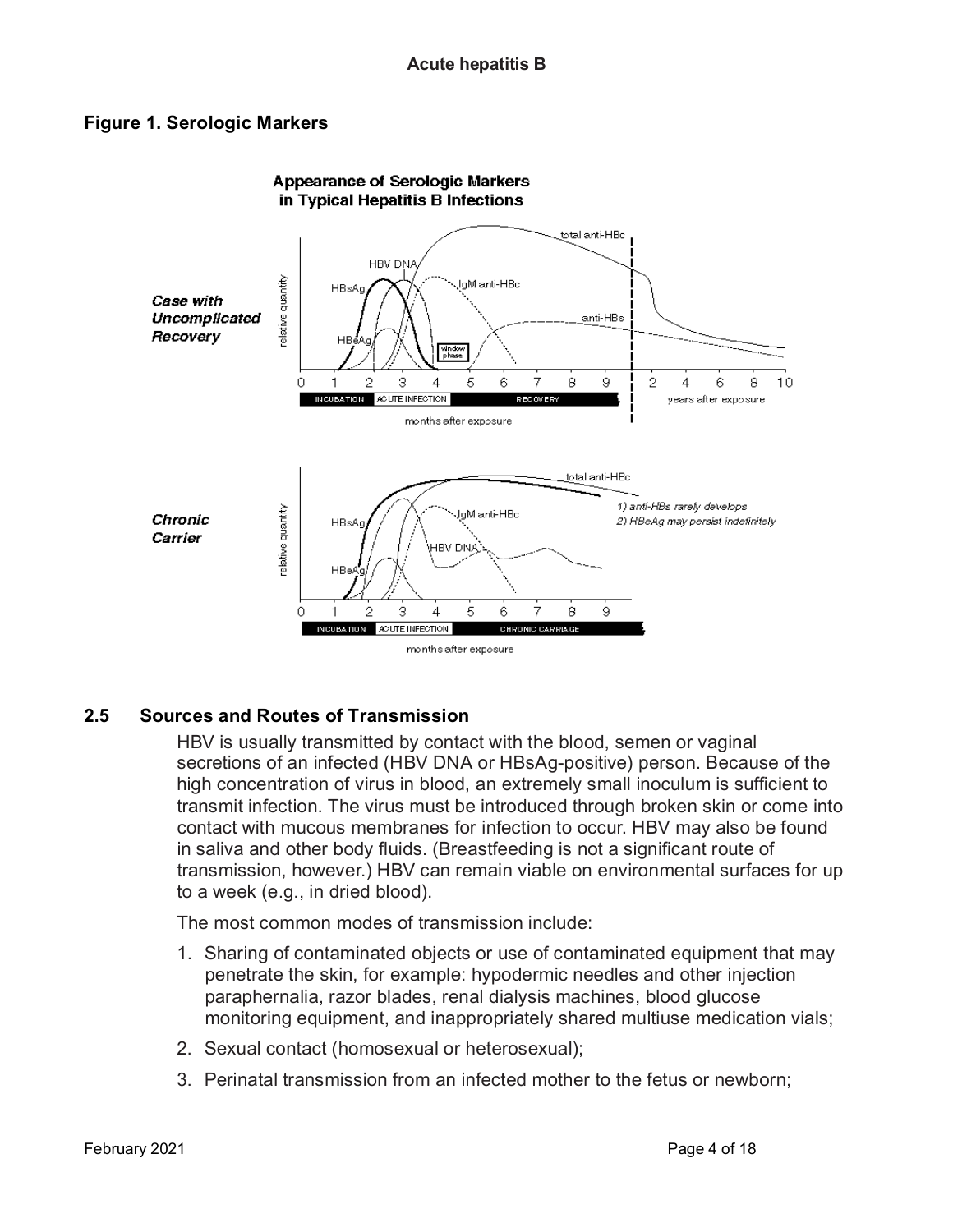**Figure 1. Serologic Markers**

**Appearance of Serologic Markers in Typical Hepatitis B Infections**

***Case with Uncomplicated Recovery***

***Chronic Carrier***

1) anti-HBs rarely develops
2) HBeAg may persist indefinitely

## 2.5 Sources and Routes of Transmission

HBV is usually transmitted by contact with the blood, semen or vaginal secretions of an infected (HBV DNA or HBsAg-positive) person. Because of the high concentration of virus in blood, an extremely small inoculum is sufficient to transmit infection. The virus must be introduced through broken skin or come into contact with mucous membranes for infection to occur. HBV may also be found in saliva and other body fluids. (Breastfeeding is not a significant route of transmission, however.) HBV can remain viable on environmental surfaces for up to a week (e.g., in dried blood).

The most common modes of transmission include:

1. Sharing of contaminated objects or use of contaminated equipment that may penetrate the skin, for example: hypodermic needles and other injection paraphernalia, razor blades, renal dialysis machines, blood glucose monitoring equipment, and inappropriately shared multiuse medication vials;
2. Sexual contact (homosexual or heterosexual);
3. Perinatal transmission from an infected mother to the fetus or newborn;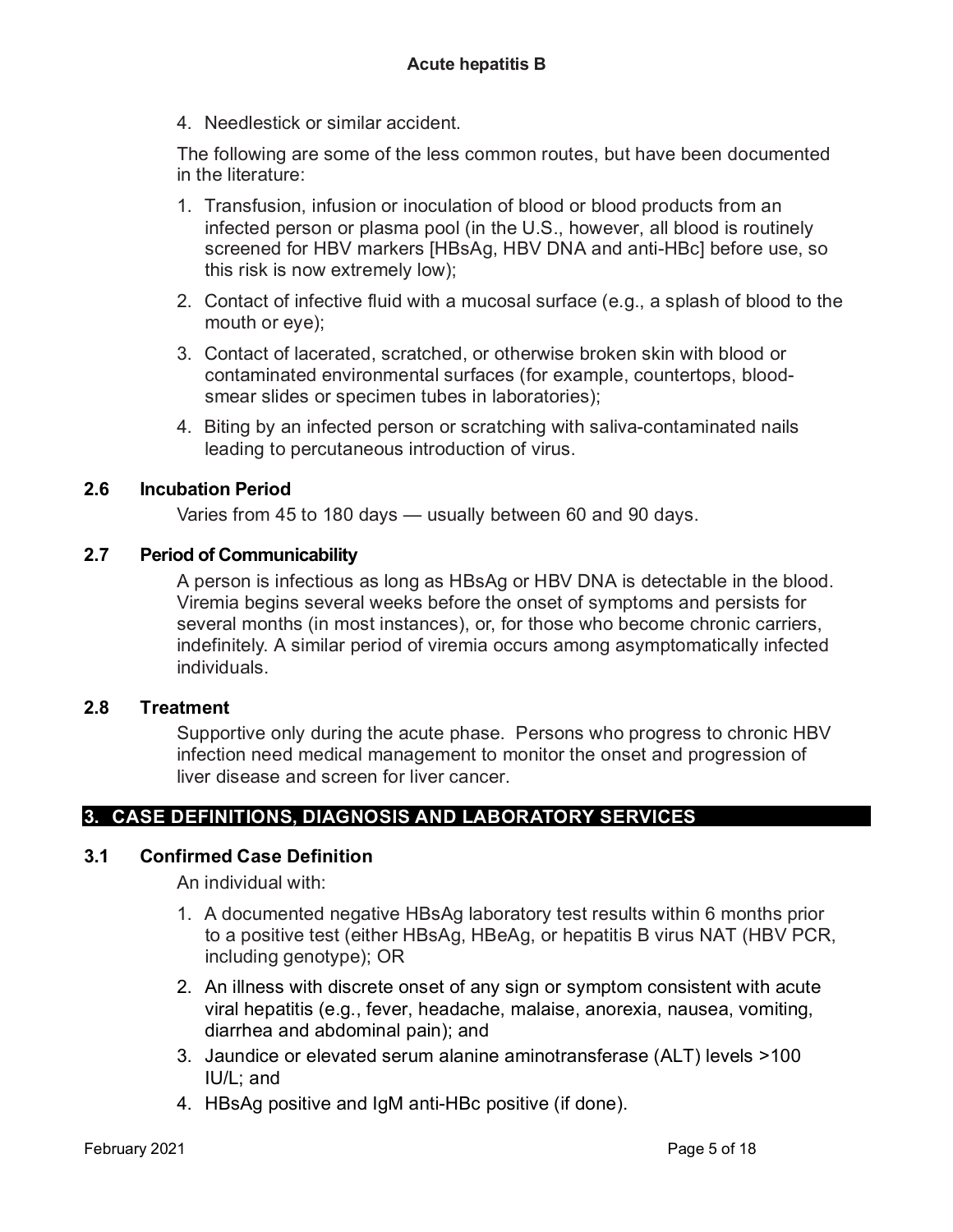4. Needlestick or similar accident.

The following are some of the less common routes, but have been documented in the literature:

1. Transfusion, infusion or inoculation of blood or blood products from an infected person or plasma pool (in the U.S., however, all blood is routinely screened for HBV markers [HBsAg, HBV DNA and anti-HBc] before use, so this risk is now extremely low);
2. Contact of infective fluid with a mucosal surface (e.g., a splash of blood to the mouth or eye);
3. Contact of lacerated, scratched, or otherwise broken skin with blood or contaminated environmental surfaces (for example, countertops, blood-smear slides or specimen tubes in laboratories);
4. Biting by an infected person or scratching with saliva-contaminated nails leading to percutaneous introduction of virus.

### 2.6 Incubation Period

Varies from 45 to 180 days — usually between 60 and 90 days.

### 2.7 Period of Communicability

A person is infectious as long as HBsAg or HBV DNA is detectable in the blood. Viremia begins several weeks before the onset of symptoms and persists for several months (in most instances), or, for those who become chronic carriers, indefinitely. A similar period of viremia occurs among asymptomatically infected individuals.

### 2.8 Treatment

Supportive only during the acute phase. Persons who progress to chronic HBV infection need medical management to monitor the onset and progression of liver disease and screen for liver cancer.

## 3. CASE DEFINITIONS, DIAGNOSIS AND LABORATORY SERVICES

### 3.1 Confirmed Case Definition

An individual with:

1. A documented negative HBsAg laboratory test results within 6 months prior to a positive test (either HBsAg, HBeAg, or hepatitis B virus NAT (HBV PCR, including genotype); OR
2. An illness with discrete onset of any sign or symptom consistent with acute viral hepatitis (e.g., fever, headache, malaise, anorexia, nausea, vomiting, diarrhea and abdominal pain); and
3. Jaundice or elevated serum alanine aminotransferase (ALT) levels >100 IU/L; and
4. HBsAg positive and IgM anti-HBc positive (if done).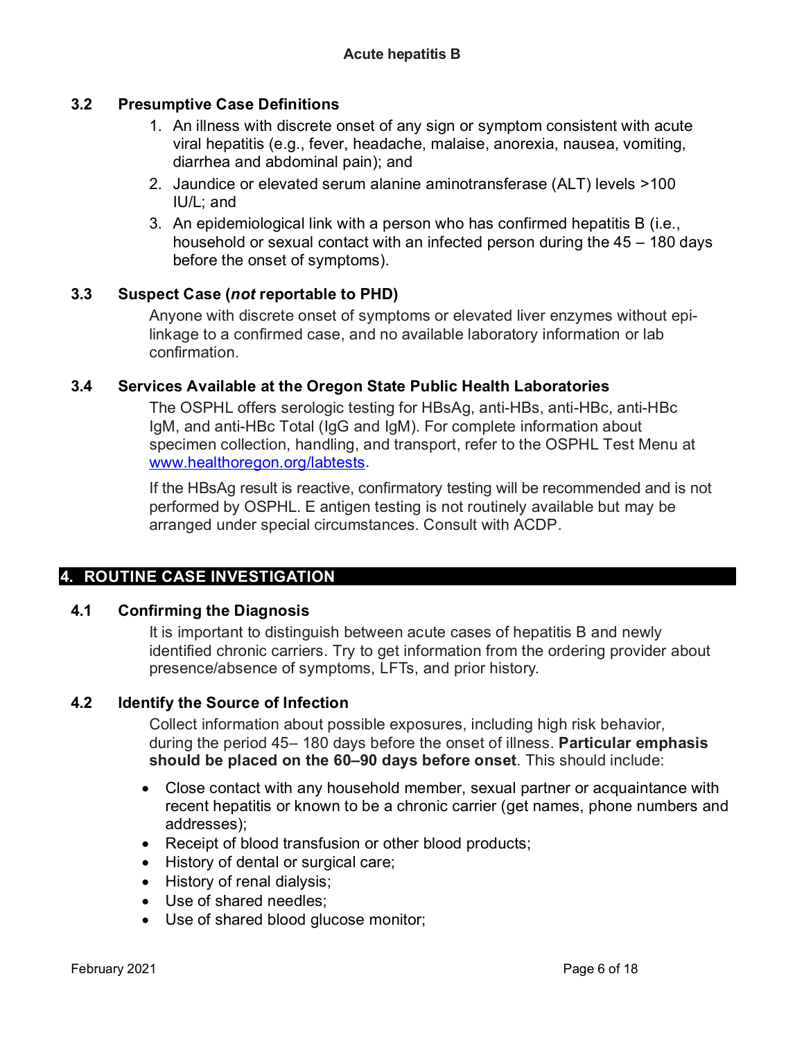### 3.2 Presumptive Case Definitions

1. An illness with discrete onset of any sign or symptom consistent with acute viral hepatitis (e.g., fever, headache, malaise, anorexia, nausea, vomiting, diarrhea and abdominal pain); and
2. Jaundice or elevated serum alanine aminotransferase (ALT) levels >100 IU/L; and
3. An epidemiological link with a person who has confirmed hepatitis B (i.e., household or sexual contact with an infected person during the 45 – 180 days before the onset of symptoms).

### 3.3 Suspect Case (*not* reportable to PHD)

Anyone with discrete onset of symptoms or elevated liver enzymes without epi-linkage to a confirmed case, and no available laboratory information or lab confirmation.

### 3.4 Services Available at the Oregon State Public Health Laboratories

The OSPHL offers serologic testing for HBsAg, anti-HBs, anti-HBc, anti-HBc IgM, and anti-HBc Total (IgG and IgM). For complete information about specimen collection, handling, and transport, refer to the OSPHL Test Menu at [www.healthoregon.org/labtests](http://www.healthoregon.org/labtests).

If the HBsAg result is reactive, confirmatory testing will be recommended and is not performed by OSPHL. E antigen testing is not routinely available but may be arranged under special circumstances. Consult with ACDP.

## 4. ROUTINE CASE INVESTIGATION

### 4.1 Confirming the Diagnosis

It is important to distinguish between acute cases of hepatitis B and newly identified chronic carriers. Try to get information from the ordering provider about presence/absence of symptoms, LFTs, and prior history.

### 4.2 Identify the Source of Infection

Collect information about possible exposures, including high risk behavior, during the period 45– 180 days before the onset of illness. **Particular emphasis should be placed on the 60–90 days before onset**. This should include:

- Close contact with any household member, sexual partner or acquaintance with recent hepatitis or known to be a chronic carrier (get names, phone numbers and addresses);
- Receipt of blood transfusion or other blood products;
- History of dental or surgical care;
- History of renal dialysis;
- Use of shared needles;
- Use of shared blood glucose monitor;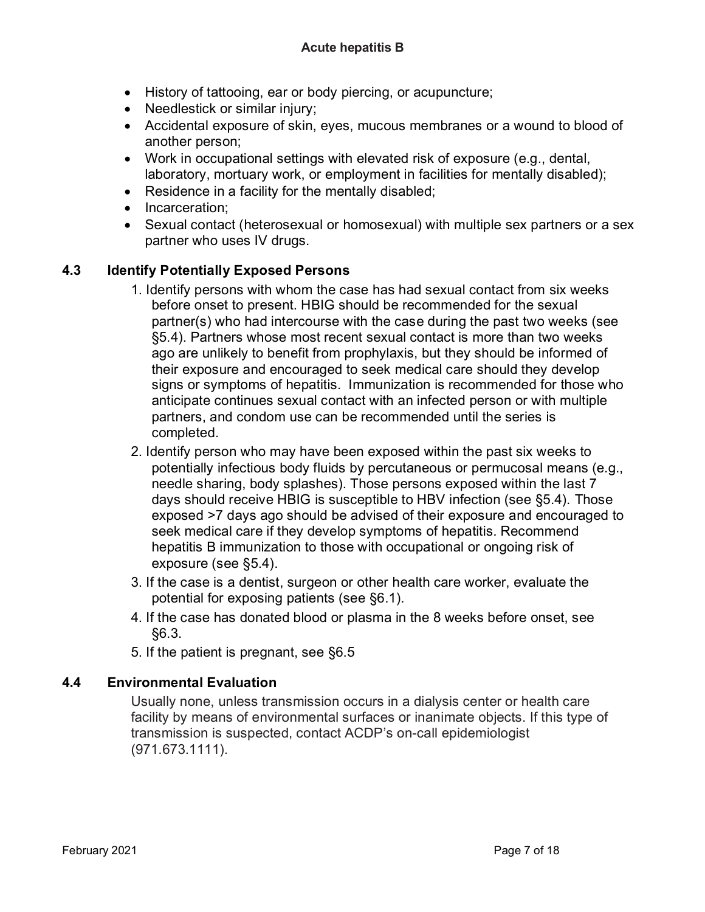- History of tattooing, ear or body piercing, or acupuncture;
- Needlestick or similar injury;
- Accidental exposure of skin, eyes, mucous membranes or a wound to blood of another person;
- Work in occupational settings with elevated risk of exposure (e.g., dental, laboratory, mortuary work, or employment in facilities for mentally disabled);
- Residence in a facility for the mentally disabled;
- Incarceration;
- Sexual contact (heterosexual or homosexual) with multiple sex partners or a sex partner who uses IV drugs.

## 4.3 Identify Potentially Exposed Persons

1. Identify persons with whom the case has had sexual contact from six weeks before onset to present. HBIG should be recommended for the sexual partner(s) who had intercourse with the case during the past two weeks (see §5.4). Partners whose most recent sexual contact is more than two weeks ago are unlikely to benefit from prophylaxis, but they should be informed of their exposure and encouraged to seek medical care should they develop signs or symptoms of hepatitis. Immunization is recommended for those who anticipate continues sexual contact with an infected person or with multiple partners, and condom use can be recommended until the series is completed.
2. Identify person who may have been exposed within the past six weeks to potentially infectious body fluids by percutaneous or permucosal means (e.g., needle sharing, body splashes). Those persons exposed within the last 7 days should receive HBIG is susceptible to HBV infection (see §5.4). Those exposed >7 days ago should be advised of their exposure and encouraged to seek medical care if they develop symptoms of hepatitis. Recommend hepatitis B immunization to those with occupational or ongoing risk of exposure (see §5.4).
3. If the case is a dentist, surgeon or other health care worker, evaluate the potential for exposing patients (see §6.1).
4. If the case has donated blood or plasma in the 8 weeks before onset, see §6.3.
5. If the patient is pregnant, see §6.5

## 4.4 Environmental Evaluation

Usually none, unless transmission occurs in a dialysis center or health care facility by means of environmental surfaces or inanimate objects. If this type of transmission is suspected, contact ACDP's on-call epidemiologist (971.673.1111).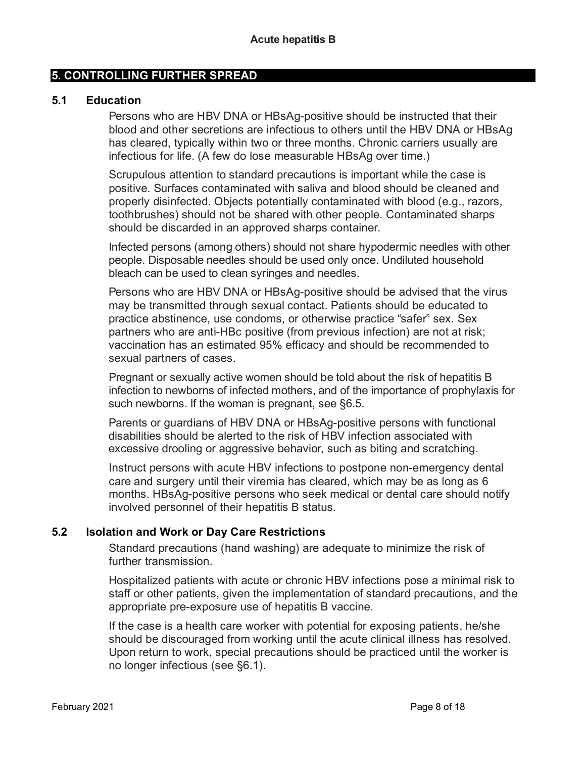## 5. CONTROLLING FURTHER SPREAD

### 5.1 Education

Persons who are HBV DNA or HBsAg-positive should be instructed that their blood and other secretions are infectious to others until the HBV DNA or HBsAg has cleared, typically within two or three months. Chronic carriers usually are infectious for life. (A few do lose measurable HBsAg over time.)

Scrupulous attention to standard precautions is important while the case is positive. Surfaces contaminated with saliva and blood should be cleaned and properly disinfected. Objects potentially contaminated with blood (e.g., razors, toothbrushes) should not be shared with other people. Contaminated sharps should be discarded in an approved sharps container.

Infected persons (among others) should not share hypodermic needles with other people. Disposable needles should be used only once. Undiluted household bleach can be used to clean syringes and needles.

Persons who are HBV DNA or HBsAg-positive should be advised that the virus may be transmitted through sexual contact. Patients should be educated to practice abstinence, use condoms, or otherwise practice “safer” sex. Sex partners who are anti-HBc positive (from previous infection) are not at risk; vaccination has an estimated 95% efficacy and should be recommended to sexual partners of cases.

Pregnant or sexually active women should be told about the risk of hepatitis B infection to newborns of infected mothers, and of the importance of prophylaxis for such newborns. If the woman is pregnant, see §6.5.

Parents or guardians of HBV DNA or HBsAg-positive persons with functional disabilities should be alerted to the risk of HBV infection associated with excessive drooling or aggressive behavior, such as biting and scratching.

Instruct persons with acute HBV infections to postpone non-emergency dental care and surgery until their viremia has cleared, which may be as long as 6 months. HBsAg-positive persons who seek medical or dental care should notify involved personnel of their hepatitis B status.

### 5.2 Isolation and Work or Day Care Restrictions

Standard precautions (hand washing) are adequate to minimize the risk of further transmission.

Hospitalized patients with acute or chronic HBV infections pose a minimal risk to staff or other patients, given the implementation of standard precautions, and the appropriate pre-exposure use of hepatitis B vaccine.

If the case is a health care worker with potential for exposing patients, he/she should be discouraged from working until the acute clinical illness has resolved. Upon return to work, special precautions should be practiced until the worker is no longer infectious (see §6.1).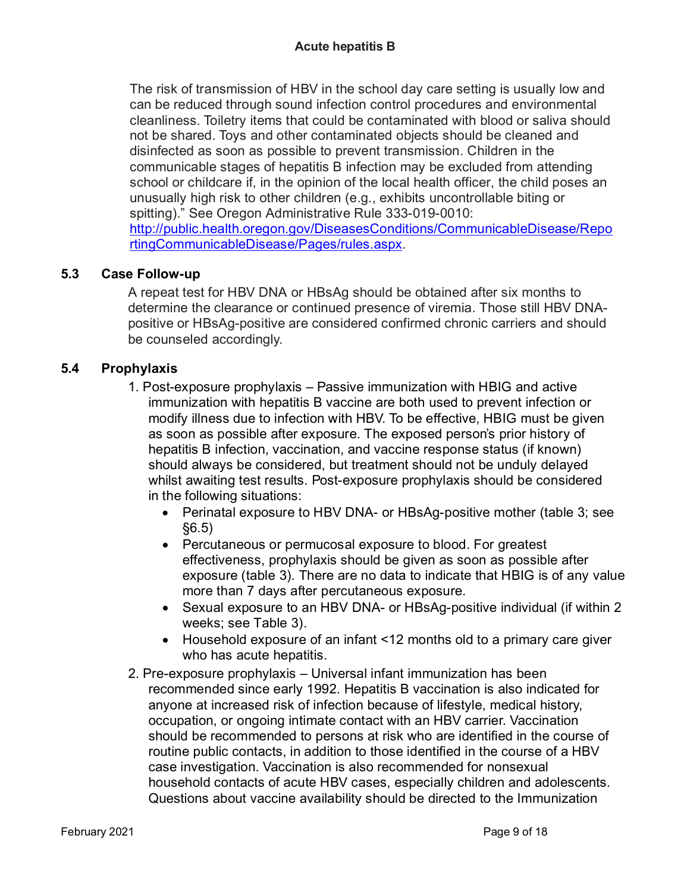The risk of transmission of HBV in the school day care setting is usually low and can be reduced through sound infection control procedures and environmental cleanliness. Toiletry items that could be contaminated with blood or saliva should not be shared. Toys and other contaminated objects should be cleaned and disinfected as soon as possible to prevent transmission. Children in the communicable stages of hepatitis B infection may be excluded from attending school or childcare if, in the opinion of the local health officer, the child poses an unusually high risk to other children (e.g., exhibits uncontrollable biting or spitting)." See Oregon Administrative Rule 333-019-0010: [http://public.health.oregon.gov/DiseasesConditions/CommunicableDisease/ReportingCommunicableDisease/Pages/rules.aspx](http://public.health.oregon.gov/DiseasesConditions/CommunicableDisease/ReportingCommunicableDisease/Pages/rules.aspx).

### 5.3 Case Follow-up

A repeat test for HBV DNA or HBsAg should be obtained after six months to determine the clearance or continued presence of viremia. Those still HBV DNA-positive or HBsAg-positive are considered confirmed chronic carriers and should be counseled accordingly.

### 5.4 Prophylaxis

1. Post-exposure prophylaxis – Passive immunization with HBIG and active immunization with hepatitis B vaccine are both used to prevent infection or modify illness due to infection with HBV. To be effective, HBIG must be given as soon as possible after exposure. The exposed person's prior history of hepatitis B infection, vaccination, and vaccine response status (if known) should always be considered, but treatment should not be unduly delayed whilst awaiting test results. Post-exposure prophylaxis should be considered in the following situations:
   - Perinatal exposure to HBV DNA- or HBsAg-positive mother (table 3; see §6.5)
   - Percutaneous or permucosal exposure to blood. For greatest effectiveness, prophylaxis should be given as soon as possible after exposure (table 3). There are no data to indicate that HBIG is of any value more than 7 days after percutaneous exposure.
   - Sexual exposure to an HBV DNA- or HBsAg-positive individual (if within 2 weeks; see Table 3).
   - Household exposure of an infant <12 months old to a primary care giver who has acute hepatitis.
2. Pre-exposure prophylaxis – Universal infant immunization has been recommended since early 1992. Hepatitis B vaccination is also indicated for anyone at increased risk of infection because of lifestyle, medical history, occupation, or ongoing intimate contact with an HBV carrier. Vaccination should be recommended to persons at risk who are identified in the course of routine public contacts, in addition to those identified in the course of a HBV case investigation. Vaccination is also recommended for nonsexual household contacts of acute HBV cases, especially children and adolescents. Questions about vaccine availability should be directed to the Immunization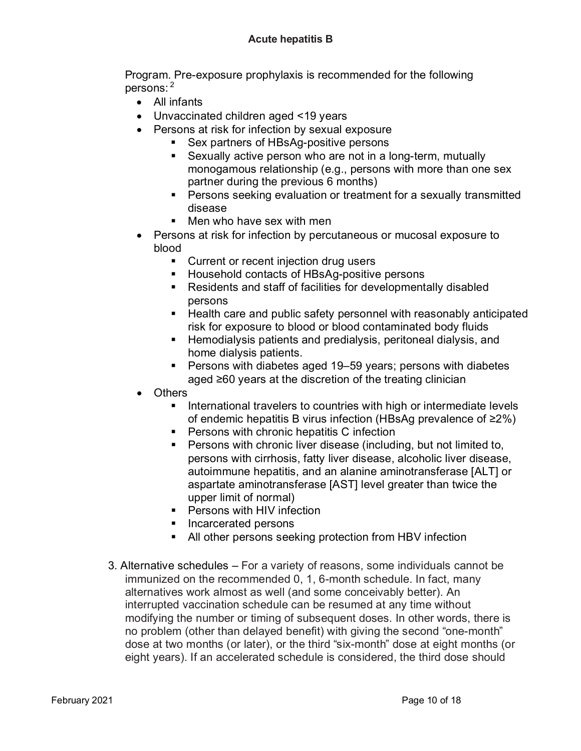Program. Pre-exposure prophylaxis is recommended for the following persons: [2]

- All infants
- Unvaccinated children aged <19 years
- Persons at risk for infection by sexual exposure
  - Sex partners of HBsAg-positive persons
  - Sexually active person who are not in a long-term, mutually monogamous relationship (e.g., persons with more than one sex partner during the previous 6 months)
  - Persons seeking evaluation or treatment for a sexually transmitted disease
  - Men who have sex with men
- Persons at risk for infection by percutaneous or mucosal exposure to blood
  - Current or recent injection drug users
  - Household contacts of HBsAg-positive persons
  - Residents and staff of facilities for developmentally disabled persons
  - Health care and public safety personnel with reasonably anticipated risk for exposure to blood or blood contaminated body fluids
  - Hemodialysis patients and predialysis, peritoneal dialysis, and home dialysis patients.
  - Persons with diabetes aged 19–59 years; persons with diabetes aged ≥60 years at the discretion of the treating clinician
- Others
  - International travelers to countries with high or intermediate levels of endemic hepatitis B virus infection (HBsAg prevalence of ≥2%)
  - Persons with chronic hepatitis C infection
  - Persons with chronic liver disease (including, but not limited to, persons with cirrhosis, fatty liver disease, alcoholic liver disease, autoimmune hepatitis, and an alanine aminotransferase [ALT] or aspartate aminotransferase [AST] level greater than twice the upper limit of normal)
  - Persons with HIV infection
  - Incarcerated persons
  - All other persons seeking protection from HBV infection

3. Alternative schedules – For a variety of reasons, some individuals cannot be immunized on the recommended 0, 1, 6-month schedule. In fact, many alternatives work almost as well (and some conceivably better). An interrupted vaccination schedule can be resumed at any time without modifying the number or timing of subsequent doses. In other words, there is no problem (other than delayed benefit) with giving the second "one-month" dose at two months (or later), or the third "six-month" dose at eight months (or eight years). If an accelerated schedule is considered, the third dose should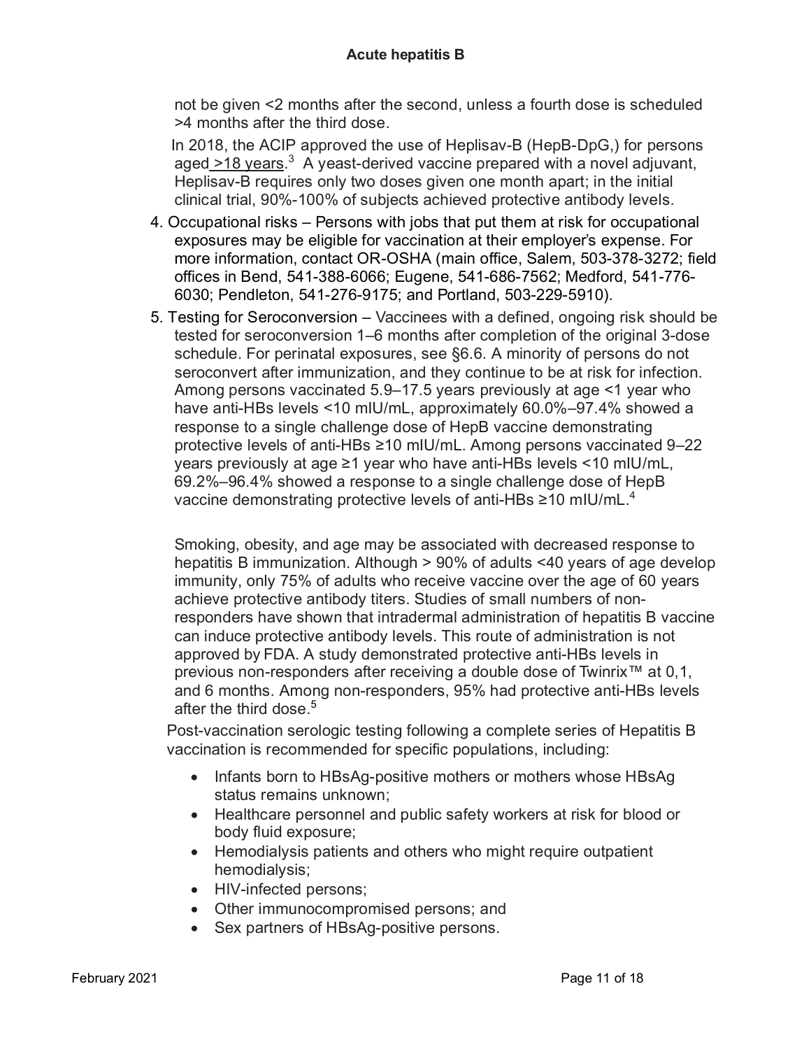not be given <2 months after the second, unless a fourth dose is scheduled >4 months after the third dose.

In 2018, the ACIP approved the use of Heplisav-B (HepB-DpG,) for persons aged >18 years.[3] A yeast-derived vaccine prepared with a novel adjuvant, Heplisav-B requires only two doses given one month apart; in the initial clinical trial, 90%-100% of subjects achieved protective antibody levels.

4. Occupational risks – Persons with jobs that put them at risk for occupational exposures may be eligible for vaccination at their employer's expense. For more information, contact OR-OSHA (main office, Salem, 503-378-3272; field offices in Bend, 541-388-6066; Eugene, 541-686-7562; Medford, 541-776-6030; Pendleton, 541-276-9175; and Portland, 503-229-5910).
5. Testing for Seroconversion – Vaccinees with a defined, ongoing risk should be tested for seroconversion 1–6 months after completion of the original 3-dose schedule. For perinatal exposures, see §6.6. A minority of persons do not seroconvert after immunization, and they continue to be at risk for infection. Among persons vaccinated 5.9–17.5 years previously at age <1 year who have anti-HBs levels <10 mIU/mL, approximately 60.0%–97.4% showed a response to a single challenge dose of HepB vaccine demonstrating protective levels of anti-HBs ≥10 mIU/mL. Among persons vaccinated 9–22 years previously at age ≥1 year who have anti-HBs levels <10 mIU/mL, 69.2%–96.4% showed a response to a single challenge dose of HepB vaccine demonstrating protective levels of anti-HBs ≥10 mIU/mL.[4]

   Smoking, obesity, and age may be associated with decreased response to hepatitis B immunization. Although > 90% of adults <40 years of age develop immunity, only 75% of adults who receive vaccine over the age of 60 years achieve protective antibody titers. Studies of small numbers of non-responders have shown that intradermal administration of hepatitis B vaccine can induce protective antibody levels. This route of administration is not approved by FDA. A study demonstrated protective anti-HBs levels in previous non-responders after receiving a double dose of Twinrix™ at 0,1, and 6 months. Among non-responders, 95% had protective anti-HBs levels after the third dose.[5]

Post-vaccination serologic testing following a complete series of Hepatitis B vaccination is recommended for specific populations, including:

- Infants born to HBsAg-positive mothers or mothers whose HBsAg status remains unknown;
- Healthcare personnel and public safety workers at risk for blood or body fluid exposure;
- Hemodialysis patients and others who might require outpatient hemodialysis;
- HIV-infected persons;
- Other immunocompromised persons; and
- Sex partners of HBsAg-positive persons.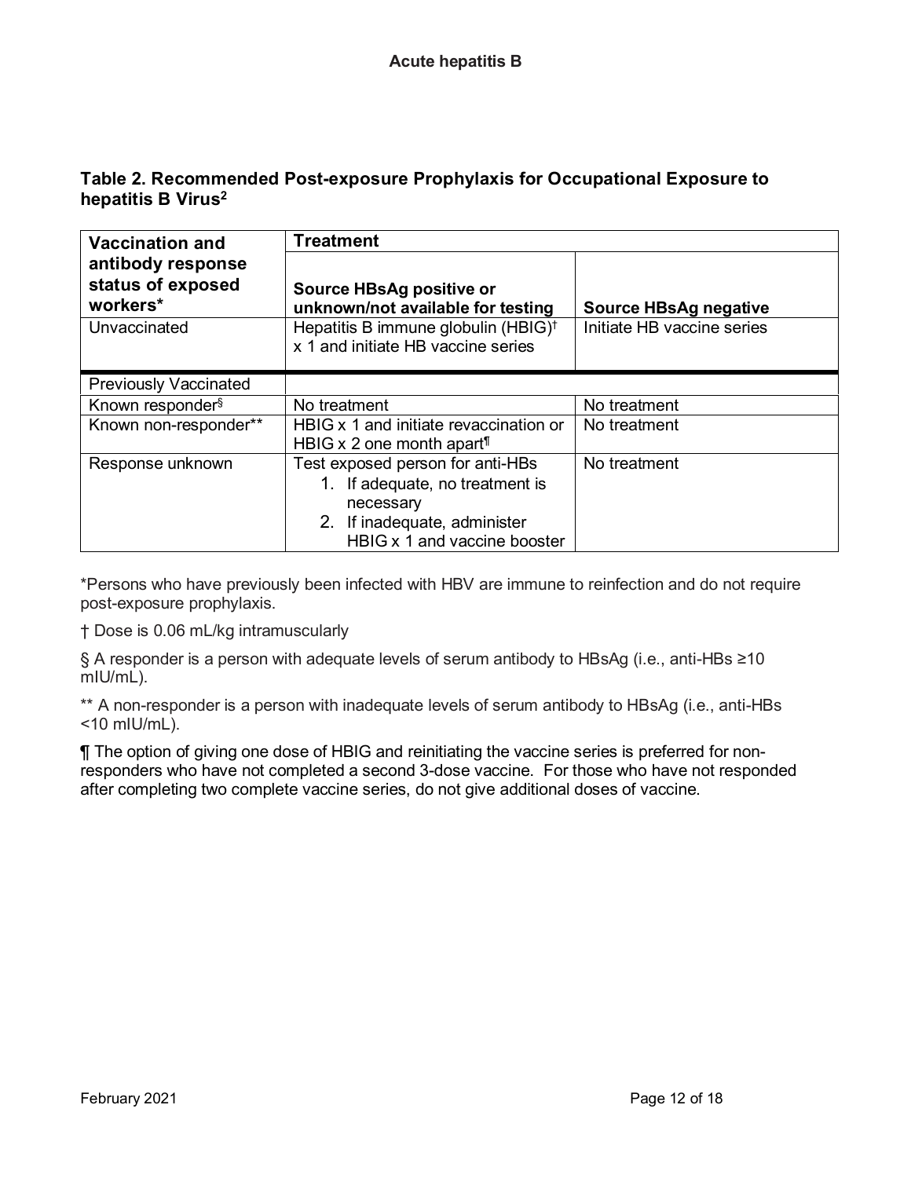**Table 2. Recommended Post-exposure Prophylaxis for Occupational Exposure to hepatitis B Virus[2]**

| Vaccination and antibody response status of exposed workers* | Treatment | |
|---|---|---|
| | **Source HBsAg positive or unknown/not available for testing** | **Source HBsAg negative** |
| Unvaccinated | Hepatitis B immune globulin (HBIG)† x 1 and initiate HB vaccine series | Initiate HB vaccine series |
| Previously Vaccinated | | |
| Known responder§ | No treatment | No treatment |
| Known non-responder** | HBIG x 1 and initiate revaccination or HBIG x 2 one month apart¶ | No treatment |
| Response unknown | Test exposed person for anti-HBs<br>1. If adequate, no treatment is necessary<br>2. If inadequate, administer HBIG x 1 and vaccine booster | No treatment |

*Persons who have previously been infected with HBV are immune to reinfection and do not require post-exposure prophylaxis.

† Dose is 0.06 mL/kg intramuscularly

§ A responder is a person with adequate levels of serum antibody to HBsAg (i.e., anti-HBs ≥10 mIU/mL).

** A non-responder is a person with inadequate levels of serum antibody to HBsAg (i.e., anti-HBs <10 mIU/mL).

¶ The option of giving one dose of HBIG and reinitiating the vaccine series is preferred for non-responders who have not completed a second 3-dose vaccine. For those who have not responded after completing two complete vaccine series, do not give additional doses of vaccine.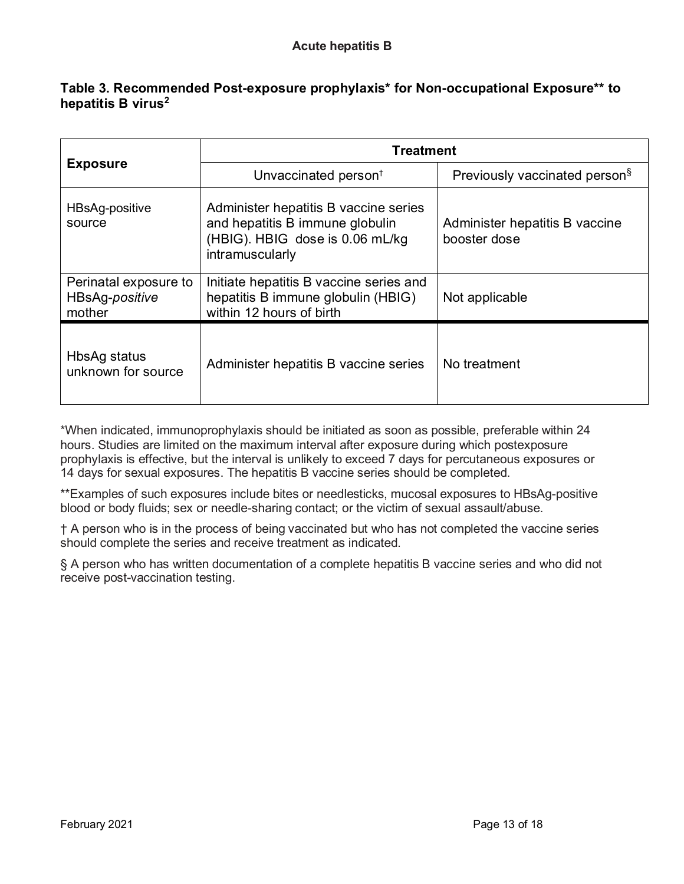**Table 3. Recommended Post-exposure prophylaxis* for Non-occupational Exposure** to hepatitis B virus[2]**

| Exposure | Treatment | |
|---|---|---|
| | Unvaccinated person† | Previously vaccinated person§ |
| HBsAg-positive source | Administer hepatitis B vaccine series and hepatitis B immune globulin (HBIG). HBIG dose is 0.06 mL/kg intramuscularly | Administer hepatitis B vaccine booster dose |
| Perinatal exposure to HBsAg-*positive* mother | Initiate hepatitis B vaccine series and hepatitis B immune globulin (HBIG) within 12 hours of birth | Not applicable |
| HbsAg status unknown for source | Administer hepatitis B vaccine series | No treatment |

*When indicated, immunoprophylaxis should be initiated as soon as possible, preferable within 24 hours. Studies are limited on the maximum interval after exposure during which postexposure prophylaxis is effective, but the interval is unlikely to exceed 7 days for percutaneous exposures or 14 days for sexual exposures. The hepatitis B vaccine series should be completed.

**Examples of such exposures include bites or needlesticks, mucosal exposures to HBsAg-positive blood or body fluids; sex or needle-sharing contact; or the victim of sexual assault/abuse.

† A person who is in the process of being vaccinated but who has not completed the vaccine series should complete the series and receive treatment as indicated.

§ A person who has written documentation of a complete hepatitis B vaccine series and who did not receive post-vaccination testing.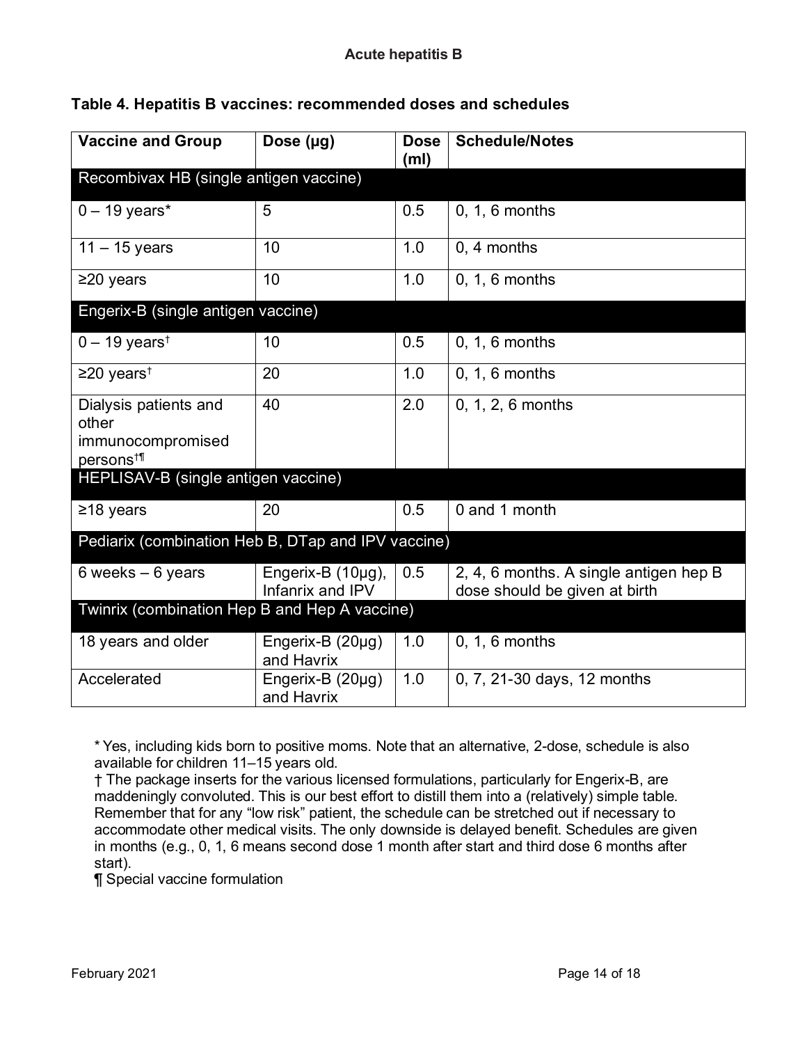**Table 4. Hepatitis B vaccines: recommended doses and schedules**

| Vaccine and Group | Dose (µg) | Dose (ml) | Schedule/Notes |
|---|---|---|---|
| Recombivax HB (single antigen vaccine) | | | |
| 0 – 19 years* | 5 | 0.5 | 0, 1, 6 months |
| 11 – 15 years | 10 | 1.0 | 0, 4 months |
| ≥20 years | 10 | 1.0 | 0, 1, 6 months |
| Engerix-B (single antigen vaccine) | | | |
| 0 – 19 years† | 10 | 0.5 | 0, 1, 6 months |
| ≥20 years† | 20 | 1.0 | 0, 1, 6 months |
| Dialysis patients and other immunocompromised persons†¶ | 40 | 2.0 | 0, 1, 2, 6 months |
| HEPLISAV-B (single antigen vaccine) | | | |
| ≥18 years | 20 | 0.5 | 0 and 1 month |
| Pediarix (combination Heb B, DTap and IPV vaccine) | | | |
| 6 weeks – 6 years | Engerix-B (10µg), Infanrix and IPV | 0.5 | 2, 4, 6 months. A single antigen hep B dose should be given at birth |
| Twinrix (combination Hep B and Hep A vaccine) | | | |
| 18 years and older | Engerix-B (20µg) and Havrix | 1.0 | 0, 1, 6 months |
| Accelerated | Engerix-B (20µg) and Havrix | 1.0 | 0, 7, 21-30 days, 12 months |

\* Yes, including kids born to positive moms. Note that an alternative, 2-dose, schedule is also available for children 11–15 years old.

† The package inserts for the various licensed formulations, particularly for Engerix-B, are maddeningly convoluted. This is our best effort to distill them into a (relatively) simple table. Remember that for any "low risk" patient, the schedule can be stretched out if necessary to accommodate other medical visits. The only downside is delayed benefit. Schedules are given in months (e.g., 0, 1, 6 means second dose 1 month after start and third dose 6 months after start).

¶ Special vaccine formulation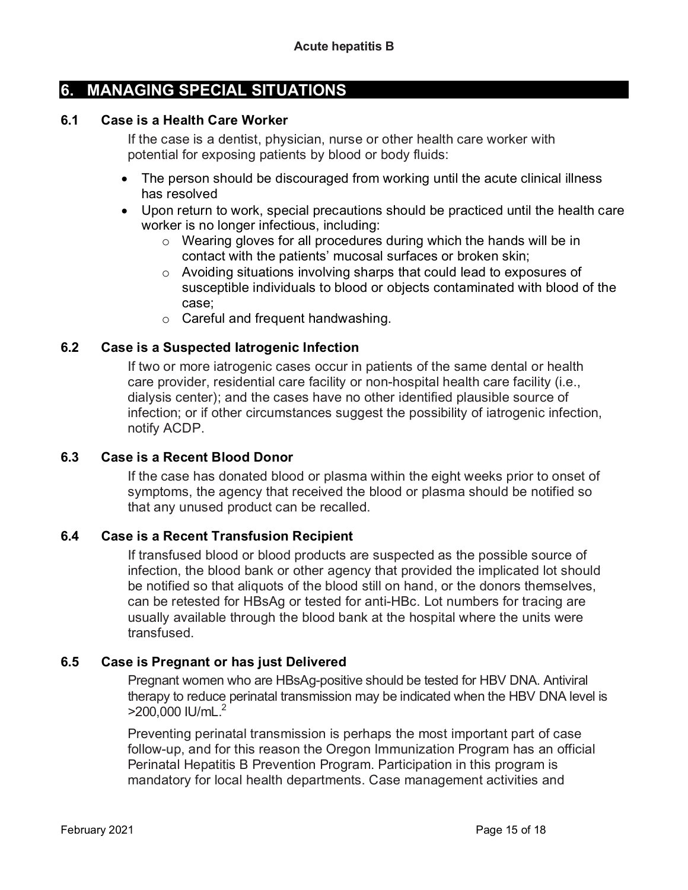## 6. MANAGING SPECIAL SITUATIONS

### 6.1 Case is a Health Care Worker

If the case is a dentist, physician, nurse or other health care worker with potential for exposing patients by blood or body fluids:

- The person should be discouraged from working until the acute clinical illness has resolved
- Upon return to work, special precautions should be practiced until the health care worker is no longer infectious, including:
  - Wearing gloves for all procedures during which the hands will be in contact with the patients' mucosal surfaces or broken skin;
  - Avoiding situations involving sharps that could lead to exposures of susceptible individuals to blood or objects contaminated with blood of the case;
  - Careful and frequent handwashing.

### 6.2 Case is a Suspected Iatrogenic Infection

If two or more iatrogenic cases occur in patients of the same dental or health care provider, residential care facility or non-hospital health care facility (i.e., dialysis center); and the cases have no other identified plausible source of infection; or if other circumstances suggest the possibility of iatrogenic infection, notify ACDP.

### 6.3 Case is a Recent Blood Donor

If the case has donated blood or plasma within the eight weeks prior to onset of symptoms, the agency that received the blood or plasma should be notified so that any unused product can be recalled.

### 6.4 Case is a Recent Transfusion Recipient

If transfused blood or blood products are suspected as the possible source of infection, the blood bank or other agency that provided the implicated lot should be notified so that aliquots of the blood still on hand, or the donors themselves, can be retested for HBsAg or tested for anti-HBc. Lot numbers for tracing are usually available through the blood bank at the hospital where the units were transfused.

### 6.5 Case is Pregnant or has just Delivered

Pregnant women who are HBsAg-positive should be tested for HBV DNA. Antiviral therapy to reduce perinatal transmission may be indicated when the HBV DNA level is >200,000 IU/mL.[2]

Preventing perinatal transmission is perhaps the most important part of case follow-up, and for this reason the Oregon Immunization Program has an official Perinatal Hepatitis B Prevention Program. Participation in this program is mandatory for local health departments. Case management activities and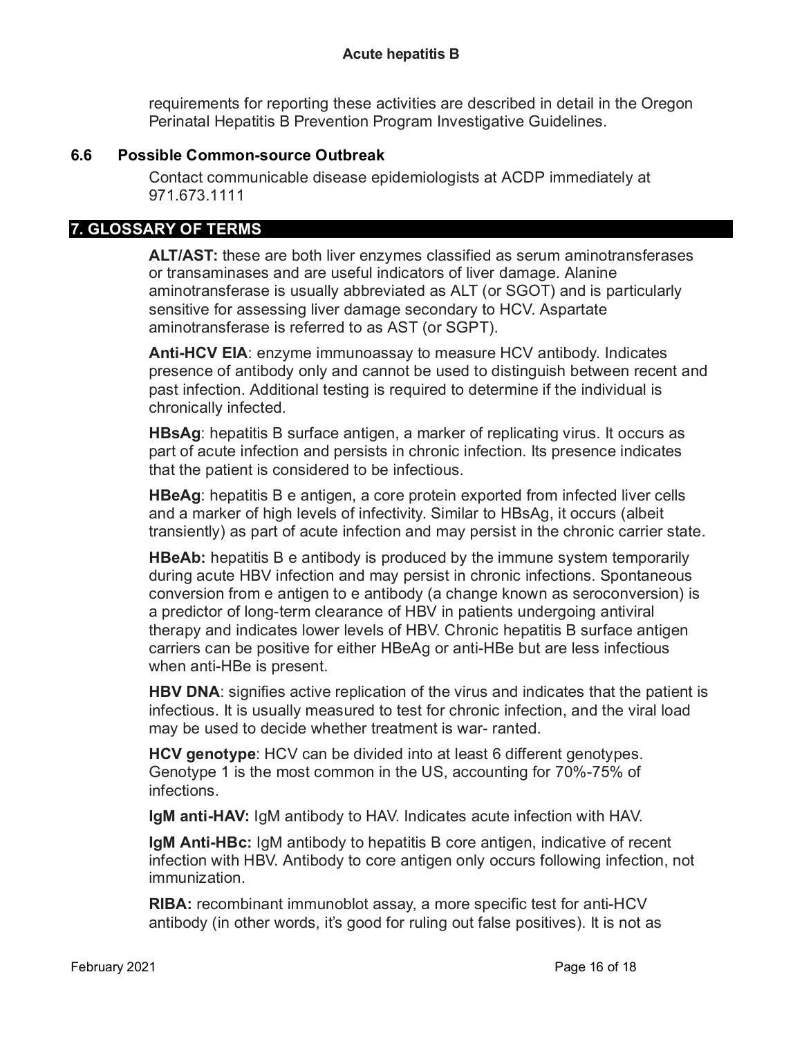requirements for reporting these activities are described in detail in the Oregon Perinatal Hepatitis B Prevention Program Investigative Guidelines.

### 6.6 Possible Common-source Outbreak

Contact communicable disease epidemiologists at ACDP immediately at 971.673.1111

## 7. GLOSSARY OF TERMS

**ALT/AST:** these are both liver enzymes classified as serum aminotransferases or transaminases and are useful indicators of liver damage. Alanine aminotransferase is usually abbreviated as ALT (or SGOT) and is particularly sensitive for assessing liver damage secondary to HCV. Aspartate aminotransferase is referred to as AST (or SGPT).

**Anti-HCV EIA**: enzyme immunoassay to measure HCV antibody. Indicates presence of antibody only and cannot be used to distinguish between recent and past infection. Additional testing is required to determine if the individual is chronically infected.

**HBsAg**: hepatitis B surface antigen, a marker of replicating virus. It occurs as part of acute infection and persists in chronic infection. Its presence indicates that the patient is considered to be infectious.

**HBeAg**: hepatitis B e antigen, a core protein exported from infected liver cells and a marker of high levels of infectivity. Similar to HBsAg, it occurs (albeit transiently) as part of acute infection and may persist in the chronic carrier state.

**HBeAb:** hepatitis B e antibody is produced by the immune system temporarily during acute HBV infection and may persist in chronic infections. Spontaneous conversion from e antigen to e antibody (a change known as seroconversion) is a predictor of long-term clearance of HBV in patients undergoing antiviral therapy and indicates lower levels of HBV. Chronic hepatitis B surface antigen carriers can be positive for either HBeAg or anti-HBe but are less infectious when anti-HBe is present.

**HBV DNA**: signifies active replication of the virus and indicates that the patient is infectious. It is usually measured to test for chronic infection, and the viral load may be used to decide whether treatment is war- ranted.

**HCV genotype**: HCV can be divided into at least 6 different genotypes. Genotype 1 is the most common in the US, accounting for 70%-75% of infections.

**IgM anti-HAV:** IgM antibody to HAV. Indicates acute infection with HAV.

**IgM Anti-HBc:** IgM antibody to hepatitis B core antigen, indicative of recent infection with HBV. Antibody to core antigen only occurs following infection, not immunization.

**RIBA:** recombinant immunoblot assay, a more specific test for anti-HCV antibody (in other words, it's good for ruling out false positives). It is not as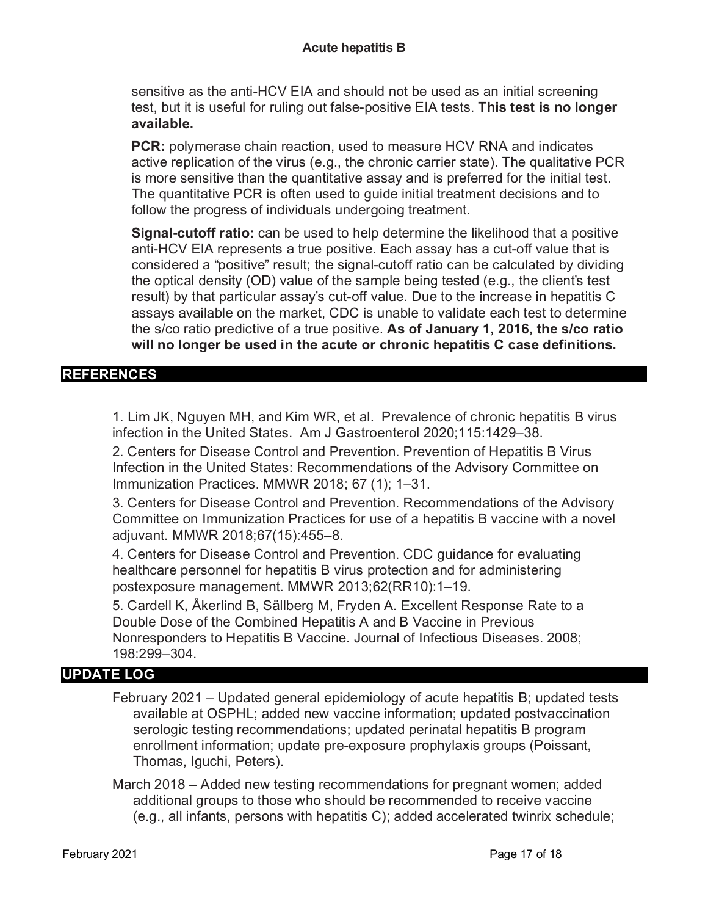sensitive as the anti-HCV EIA and should not be used as an initial screening test, but it is useful for ruling out false-positive EIA tests. **This test is no longer available.**

**PCR:** polymerase chain reaction, used to measure HCV RNA and indicates active replication of the virus (e.g., the chronic carrier state). The qualitative PCR is more sensitive than the quantitative assay and is preferred for the initial test. The quantitative PCR is often used to guide initial treatment decisions and to follow the progress of individuals undergoing treatment.

**Signal-cutoff ratio:** can be used to help determine the likelihood that a positive anti-HCV EIA represents a true positive. Each assay has a cut-off value that is considered a "positive" result; the signal-cutoff ratio can be calculated by dividing the optical density (OD) value of the sample being tested (e.g., the client's test result) by that particular assay's cut-off value. Due to the increase in hepatitis C assays available on the market, CDC is unable to validate each test to determine the s/co ratio predictive of a true positive. **As of January 1, 2016, the s/co ratio will no longer be used in the acute or chronic hepatitis C case definitions.**

## REFERENCES

1. Lim JK, Nguyen MH, and Kim WR, et al. Prevalence of chronic hepatitis B virus infection in the United States. Am J Gastroenterol 2020;115:1429–38.
2. Centers for Disease Control and Prevention. Prevention of Hepatitis B Virus Infection in the United States: Recommendations of the Advisory Committee on Immunization Practices. MMWR 2018; 67 (1); 1–31.
3. Centers for Disease Control and Prevention. Recommendations of the Advisory Committee on Immunization Practices for use of a hepatitis B vaccine with a novel adjuvant. MMWR 2018;67(15):455–8.
4. Centers for Disease Control and Prevention. CDC guidance for evaluating healthcare personnel for hepatitis B virus protection and for administering postexposure management. MMWR 2013;62(RR10):1–19.
5. Cardell K, Åkerlind B, Sällberg M, Fryden A. Excellent Response Rate to a Double Dose of the Combined Hepatitis A and B Vaccine in Previous Nonresponders to Hepatitis B Vaccine. Journal of Infectious Diseases. 2008; 198:299–304.

## UPDATE LOG

February 2021 – Updated general epidemiology of acute hepatitis B; updated tests available at OSPHL; added new vaccine information; updated postvaccination serologic testing recommendations; updated perinatal hepatitis B program enrollment information; update pre-exposure prophylaxis groups (Poissant, Thomas, Iguchi, Peters).

March 2018 – Added new testing recommendations for pregnant women; added additional groups to those who should be recommended to receive vaccine (e.g., all infants, persons with hepatitis C); added accelerated twinrix schedule;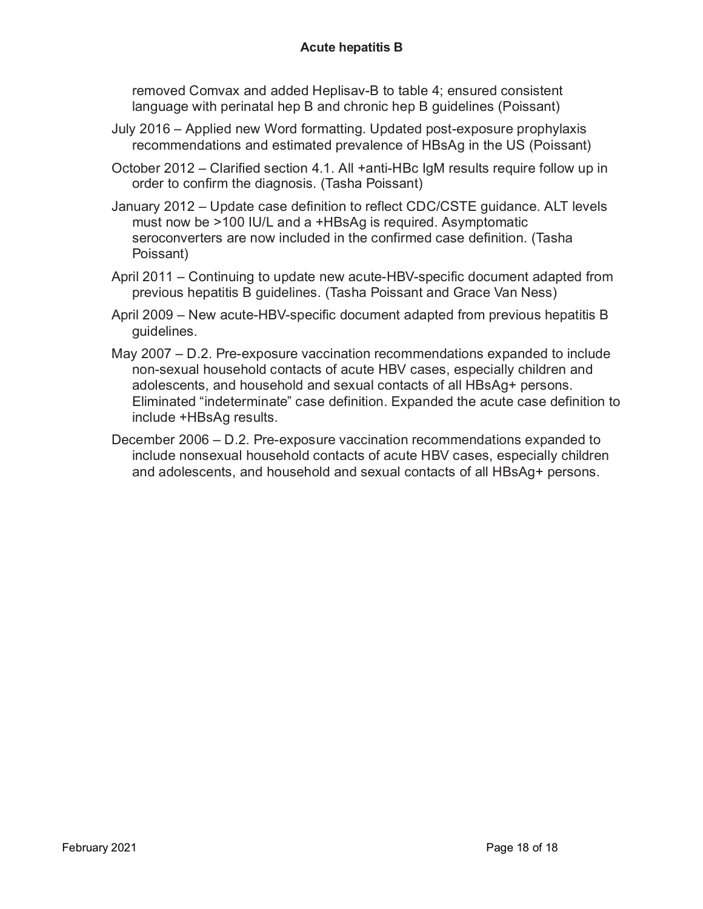removed Comvax and added Heplisav-B to table 4; ensured consistent language with perinatal hep B and chronic hep B guidelines (Poissant)

July 2016 – Applied new Word formatting. Updated post-exposure prophylaxis recommendations and estimated prevalence of HBsAg in the US (Poissant)

October 2012 – Clarified section 4.1. All +anti-HBc IgM results require follow up in order to confirm the diagnosis. (Tasha Poissant)

January 2012 – Update case definition to reflect CDC/CSTE guidance. ALT levels must now be >100 IU/L and a +HBsAg is required. Asymptomatic seroconverters are now included in the confirmed case definition. (Tasha Poissant)

April 2011 – Continuing to update new acute-HBV-specific document adapted from previous hepatitis B guidelines. (Tasha Poissant and Grace Van Ness)

April 2009 – New acute-HBV-specific document adapted from previous hepatitis B guidelines.

May 2007 – D.2. Pre-exposure vaccination recommendations expanded to include non-sexual household contacts of acute HBV cases, especially children and adolescents, and household and sexual contacts of all HBsAg+ persons. Eliminated "indeterminate" case definition. Expanded the acute case definition to include +HBsAg results.

December 2006 – D.2. Pre-exposure vaccination recommendations expanded to include nonsexual household contacts of acute HBV cases, especially children and adolescents, and household and sexual contacts of all HBsAg+ persons.